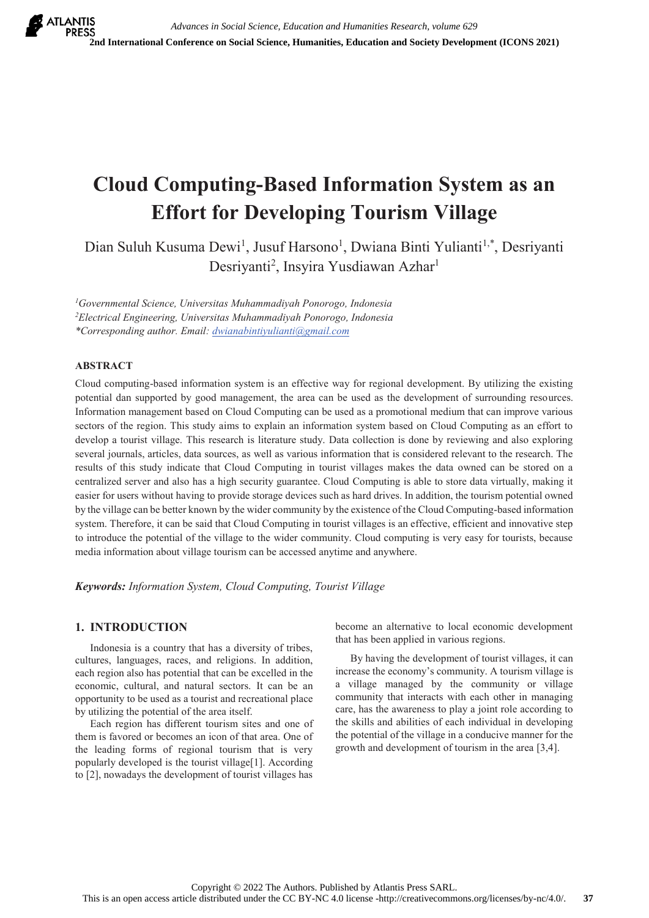# Cloud Computing-Based Information System as an Effort for Developing Tourism Village

Dian Suluh Kusuma Dewi[1], Jusuf Harsono[1], Dwiana Binti Yulianti[1,*], Desriyanti Desriyanti[2], Insyira Yusdiawan Azhar[1]

[1]*Governmental Science, Universitas Muhammadiyah Ponorogo, Indonesia*
[2]*Electrical Engineering, Universitas Muhammadiyah Ponorogo, Indonesia*
*\*Corresponding author. Email: dwianabintiyulianti@gmail.com*

## ABSTRACT

Cloud computing-based information system is an effective way for regional development. By utilizing the existing potential dan supported by good management, the area can be used as the development of surrounding resources. Information management based on Cloud Computing can be used as a promotional medium that can improve various sectors of the region. This study aims to explain an information system based on Cloud Computing as an effort to develop a tourist village. This research is literature study. Data collection is done by reviewing and also exploring several journals, articles, data sources, as well as various information that is considered relevant to the research. The results of this study indicate that Cloud Computing in tourist villages makes the data owned can be stored on a centralized server and also has a high security guarantee. Cloud Computing is able to store data virtually, making it easier for users without having to provide storage devices such as hard drives. In addition, the tourism potential owned by the village can be better known by the wider community by the existence of the Cloud Computing-based information system. Therefore, it can be said that Cloud Computing in tourist villages is an effective, efficient and innovative step to introduce the potential of the village to the wider community. Cloud computing is very easy for tourists, because media information about village tourism can be accessed anytime and anywhere.

***Keywords:*** *Information System, Cloud Computing, Tourist Village*

## 1. INTRODUCTION

Indonesia is a country that has a diversity of tribes, cultures, languages, races, and religions. In addition, each region also has potential that can be excelled in the economic, cultural, and natural sectors. It can be an opportunity to be used as a tourist and recreational place by utilizing the potential of the area itself.

Each region has different tourism sites and one of them is favored or becomes an icon of that area. One of the leading forms of regional tourism that is very popularly developed is the tourist village[1]. According to [2], nowadays the development of tourist villages has become an alternative to local economic development that has been applied in various regions.

By having the development of tourist villages, it can increase the economy's community. A tourism village is a village managed by the community or village community that interacts with each other in managing care, has the awareness to play a joint role according to the skills and abilities of each individual in developing the potential of the village in a conducive manner for the growth and development of tourism in the area [3,4].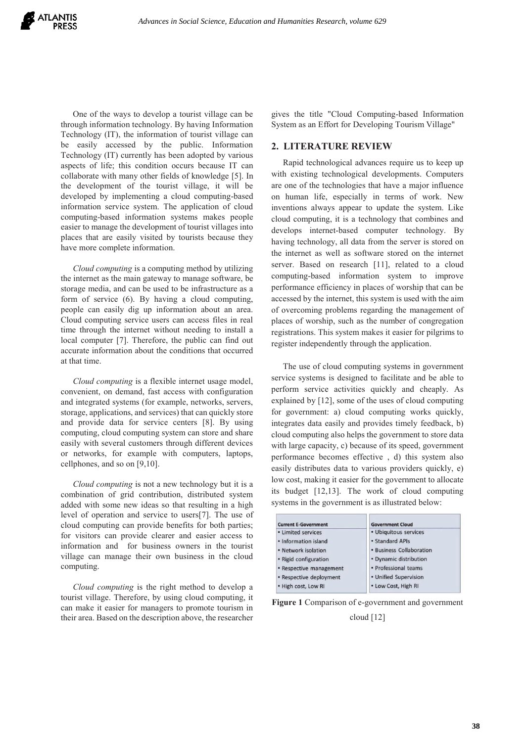One of the ways to develop a tourist village can be through information technology. By having Information Technology (IT), the information of tourist village can be easily accessed by the public. Information Technology (IT) currently has been adopted by various aspects of life; this condition occurs because IT can collaborate with many other fields of knowledge [5]. In the development of the tourist village, it will be developed by implementing a cloud computing-based information service system. The application of cloud computing-based information systems makes people easier to manage the development of tourist villages into places that are easily visited by tourists because they have more complete information.

*Cloud computing* is a computing method by utilizing the internet as the main gateway to manage software, be storage media, and can be used to be infrastructure as a form of service (6). By having a cloud computing, people can easily dig up information about an area. Cloud computing service users can access files in real time through the internet without needing to install a local computer [7]. Therefore, the public can find out accurate information about the conditions that occurred at that time.

*Cloud computing* is a flexible internet usage model, convenient, on demand, fast access with configuration and integrated systems (for example, networks, servers, storage, applications, and services) that can quickly store and provide data for service centers [8]. By using computing, cloud computing system can store and share easily with several customers through different devices or networks, for example with computers, laptops, cellphones, and so on [9,10].

*Cloud computing* is not a new technology but it is a combination of grid contribution, distributed system added with some new ideas so that resulting in a high level of operation and service to users[7]. The use of cloud computing can provide benefits for both parties; for visitors can provide clearer and easier access to information and for business owners in the tourist village can manage their own business in the cloud computing.

*Cloud computing* is the right method to develop a tourist village. Therefore, by using cloud computing, it can make it easier for managers to promote tourism in their area. Based on the description above, the researcher gives the title "Cloud Computing-based Information System as an Effort for Developing Tourism Village"

## 2. LITERATURE REVIEW

Rapid technological advances require us to keep up with existing technological developments. Computers are one of the technologies that have a major influence on human life, especially in terms of work. New inventions always appear to update the system. Like cloud computing, it is a technology that combines and develops internet-based computer technology. By having technology, all data from the server is stored on the internet as well as software stored on the internet server. Based on research [11], related to a cloud computing-based information system to improve performance efficiency in places of worship that can be accessed by the internet, this system is used with the aim of overcoming problems regarding the management of places of worship, such as the number of congregation registrations. This system makes it easier for pilgrims to register independently through the application.

The use of cloud computing systems in government service systems is designed to facilitate and be able to perform service activities quickly and cheaply. As explained by [12], some of the uses of cloud computing for government: a) cloud computing works quickly, integrates data easily and provides timely feedback, b) cloud computing also helps the government to store data with large capacity, c) because of its speed, government performance becomes effective , d) this system also easily distributes data to various providers quickly, e) low cost, making it easier for the government to allocate its budget [12,13]. The work of cloud computing systems in the government is as illustrated below:

| Current E-Government | Government Cloud |
|---|---|
| • Limited services | • Ubiquitous services |
| • Information island | • Standard APIs |
| • Network isolation | • Business Collaboration |
| • Rigid configuration | • Dynamic distribution |
| • Respective management | • Professional teams |
| • Respective deployment | • Unified Supervision |
| • High cost, Low RI | • Low Cost, High RI |

**Figure 1** Comparison of e-government and government cloud [12]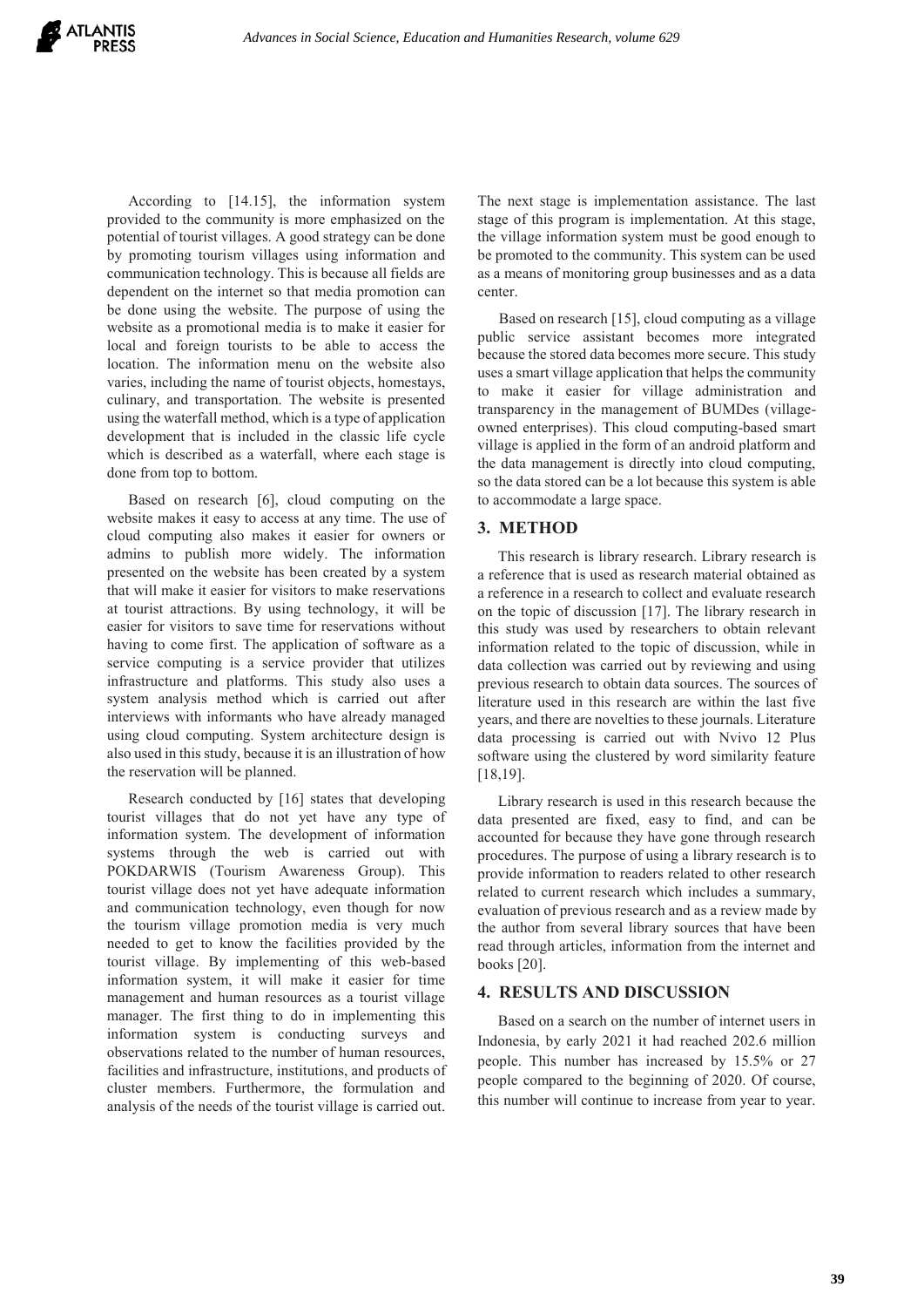According to [14.15], the information system provided to the community is more emphasized on the potential of tourist villages. A good strategy can be done by promoting tourism villages using information and communication technology. This is because all fields are dependent on the internet so that media promotion can be done using the website. The purpose of using the website as a promotional media is to make it easier for local and foreign tourists to be able to access the location. The information menu on the website also varies, including the name of tourist objects, homestays, culinary, and transportation. The website is presented using the waterfall method, which is a type of application development that is included in the classic life cycle which is described as a waterfall, where each stage is done from top to bottom.

Based on research [6], cloud computing on the website makes it easy to access at any time. The use of cloud computing also makes it easier for owners or admins to publish more widely. The information presented on the website has been created by a system that will make it easier for visitors to make reservations at tourist attractions. By using technology, it will be easier for visitors to save time for reservations without having to come first. The application of software as a service computing is a service provider that utilizes infrastructure and platforms. This study also uses a system analysis method which is carried out after interviews with informants who have already managed using cloud computing. System architecture design is also used in this study, because it is an illustration of how the reservation will be planned.

Research conducted by [16] states that developing tourist villages that do not yet have any type of information system. The development of information systems through the web is carried out with POKDARWIS (Tourism Awareness Group). This tourist village does not yet have adequate information and communication technology, even though for now the tourism village promotion media is very much needed to get to know the facilities provided by the tourist village. By implementing of this web-based information system, it will make it easier for time management and human resources as a tourist village manager. The first thing to do in implementing this information system is conducting surveys and observations related to the number of human resources, facilities and infrastructure, institutions, and products of cluster members. Furthermore, the formulation and analysis of the needs of the tourist village is carried out. The next stage is implementation assistance. The last stage of this program is implementation. At this stage, the village information system must be good enough to be promoted to the community. This system can be used as a means of monitoring group businesses and as a data center.

Based on research [15], cloud computing as a village public service assistant becomes more integrated because the stored data becomes more secure. This study uses a smart village application that helps the community to make it easier for village administration and transparency in the management of BUMDes (village-owned enterprises). This cloud computing-based smart village is applied in the form of an android platform and the data management is directly into cloud computing, so the data stored can be a lot because this system is able to accommodate a large space.

## 3. METHOD

This research is library research. Library research is a reference that is used as research material obtained as a reference in a research to collect and evaluate research on the topic of discussion [17]. The library research in this study was used by researchers to obtain relevant information related to the topic of discussion, while in data collection was carried out by reviewing and using previous research to obtain data sources. The sources of literature used in this research are within the last five years, and there are novelties to these journals. Literature data processing is carried out with Nvivo 12 Plus software using the clustered by word similarity feature [18,19].

Library research is used in this research because the data presented are fixed, easy to find, and can be accounted for because they have gone through research procedures. The purpose of using a library research is to provide information to readers related to other research related to current research which includes a summary, evaluation of previous research and as a review made by the author from several library sources that have been read through articles, information from the internet and books [20].

## 4. RESULTS AND DISCUSSION

Based on a search on the number of internet users in Indonesia, by early 2021 it had reached 202.6 million people. This number has increased by 15.5% or 27 people compared to the beginning of 2020. Of course, this number will continue to increase from year to year.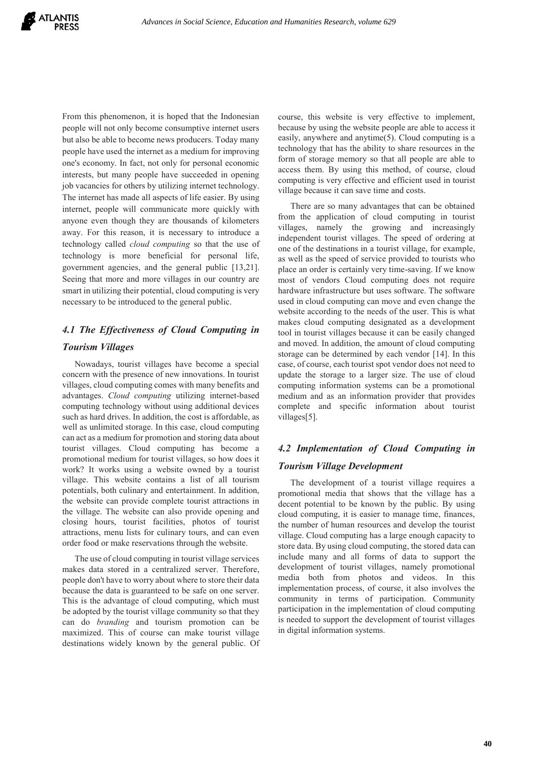From this phenomenon, it is hoped that the Indonesian people will not only become consumptive internet users but also be able to become news producers. Today many people have used the internet as a medium for improving one's economy. In fact, not only for personal economic interests, but many people have succeeded in opening job vacancies for others by utilizing internet technology. The internet has made all aspects of life easier. By using internet, people will communicate more quickly with anyone even though they are thousands of kilometers away. For this reason, it is necessary to introduce a technology called *cloud computing* so that the use of technology is more beneficial for personal life, government agencies, and the general public [13,21]. Seeing that more and more villages in our country are smart in utilizing their potential, cloud computing is very necessary to be introduced to the general public.

### *4.1 The Effectiveness of Cloud Computing in Tourism Villages*

Nowadays, tourist villages have become a special concern with the presence of new innovations. In tourist villages, cloud computing comes with many benefits and advantages. *Cloud computing* utilizing internet-based computing technology without using additional devices such as hard drives. In addition, the cost is affordable, as well as unlimited storage. In this case, cloud computing can act as a medium for promotion and storing data about tourist villages. Cloud computing has become a promotional medium for tourist villages, so how does it work? It works using a website owned by a tourist village. This website contains a list of all tourism potentials, both culinary and entertainment. In addition, the website can provide complete tourist attractions in the village. The website can also provide opening and closing hours, tourist facilities, photos of tourist attractions, menu lists for culinary tours, and can even order food or make reservations through the website.

The use of cloud computing in tourist village services makes data stored in a centralized server. Therefore, people don't have to worry about where to store their data because the data is guaranteed to be safe on one server. This is the advantage of cloud computing, which must be adopted by the tourist village community so that they can do *branding* and tourism promotion can be maximized. This of course can make tourist village destinations widely known by the general public. Of course, this website is very effective to implement, because by using the website people are able to access it easily, anywhere and anytime(5). Cloud computing is a technology that has the ability to share resources in the form of storage memory so that all people are able to access them. By using this method, of course, cloud computing is very effective and efficient used in tourist village because it can save time and costs.

There are so many advantages that can be obtained from the application of cloud computing in tourist villages, namely the growing and increasingly independent tourist villages. The speed of ordering at one of the destinations in a tourist village, for example, as well as the speed of service provided to tourists who place an order is certainly very time-saving. If we know most of vendors Cloud computing does not require hardware infrastructure but uses software. The software used in cloud computing can move and even change the website according to the needs of the user. This is what makes cloud computing designated as a development tool in tourist villages because it can be easily changed and moved. In addition, the amount of cloud computing storage can be determined by each vendor [14]. In this case, of course, each tourist spot vendor does not need to update the storage to a larger size. The use of cloud computing information systems can be a promotional medium and as an information provider that provides complete and specific information about tourist villages[5].

### *4.2 Implementation of Cloud Computing in Tourism Village Development*

The development of a tourist village requires a promotional media that shows that the village has a decent potential to be known by the public. By using cloud computing, it is easier to manage time, finances, the number of human resources and develop the tourist village. Cloud computing has a large enough capacity to store data. By using cloud computing, the stored data can include many and all forms of data to support the development of tourist villages, namely promotional media both from photos and videos. In this implementation process, of course, it also involves the community in terms of participation. Community participation in the implementation of cloud computing is needed to support the development of tourist villages in digital information systems.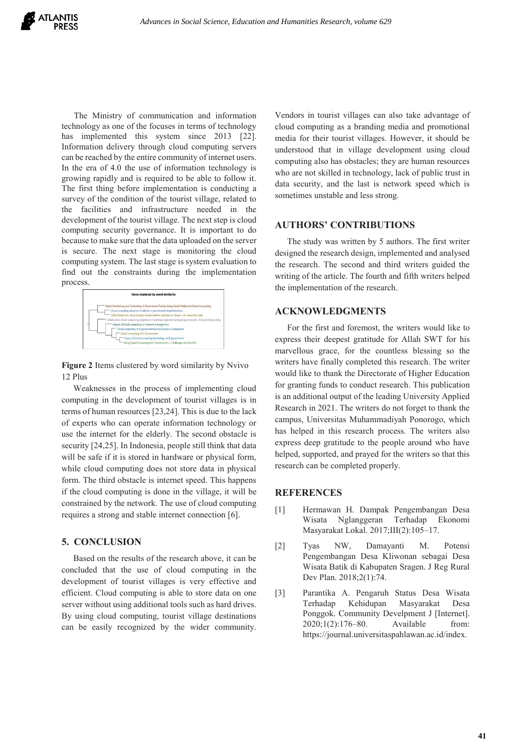The Ministry of communication and information technology as one of the focuses in terms of technology has implemented this system since 2013 [22]. Information delivery through cloud computing servers can be reached by the entire community of internet users. In the era of 4.0 the use of information technology is growing rapidly and is required to be able to follow it. The first thing before implementation is conducting a survey of the condition of the tourist village, related to the facilities and infrastructure needed in the development of the tourist village. The next step is cloud computing security governance. It is important to do because to make sure that the data uploaded on the server is secure. The next stage is monitoring the cloud computing system. The last stage is system evaluation to find out the constraints during the implementation process.

**Figure 2** Items clustered by word similarity by Nvivo 12 Plus

Weaknesses in the process of implementing cloud computing in the development of tourist villages is in terms of human resources [23,24]. This is due to the lack of experts who can operate information technology or use the internet for the elderly. The second obstacle is security [24,25]. In Indonesia, people still think that data will be safe if it is stored in hardware or physical form, while cloud computing does not store data in physical form. The third obstacle is internet speed. This happens if the cloud computing is done in the village, it will be constrained by the network. The use of cloud computing requires a strong and stable internet connection [6].

## 5. CONCLUSION

Based on the results of the research above, it can be concluded that the use of cloud computing in the development of tourist villages is very effective and efficient. Cloud computing is able to store data on one server without using additional tools such as hard drives. By using cloud computing, tourist village destinations can be easily recognized by the wider community. Vendors in tourist villages can also take advantage of cloud computing as a branding media and promotional media for their tourist villages. However, it should be understood that in village development using cloud computing also has obstacles; they are human resources who are not skilled in technology, lack of public trust in data security, and the last is network speed which is sometimes unstable and less strong.

## AUTHORS' CONTRIBUTIONS

The study was written by 5 authors. The first writer designed the research design, implemented and analysed the research. The second and third writers guided the writing of the article. The fourth and fifth writers helped the implementation of the research.

## ACKNOWLEDGMENTS

For the first and foremost, the writers would like to express their deepest gratitude for Allah SWT for his marvellous grace, for the countless blessing so the writers have finally completed this research. The writer would like to thank the Directorate of Higher Education for granting funds to conduct research. This publication is an additional output of the leading University Applied Research in 2021. The writers do not forget to thank the campus, Universitas Muhammadiyah Ponorogo, which has helped in this research process. The writers also express deep gratitude to the people around who have helped, supported, and prayed for the writers so that this research can be completed properly.

## REFERENCES

[1] Hermawan H. Dampak Pengembangan Desa Wisata Nglanggeran Terhadap Ekonomi Masyarakat Lokal. 2017;III(2):105–17.

[2] Tyas NW, Damayanti M. Potensi Pengembangan Desa Kliwonan sebagai Desa Wisata Batik di Kabupaten Sragen. J Reg Rural Dev Plan. 2018;2(1):74.

[3] Parantika A. Pengaruh Status Desa Wisata Terhadap Kehidupan Masyarakat Desa Ponggok. Community Develpment J [Internet]. 2020;1(2):176–80. Available from: https://journal.universitaspahlawan.ac.id/index.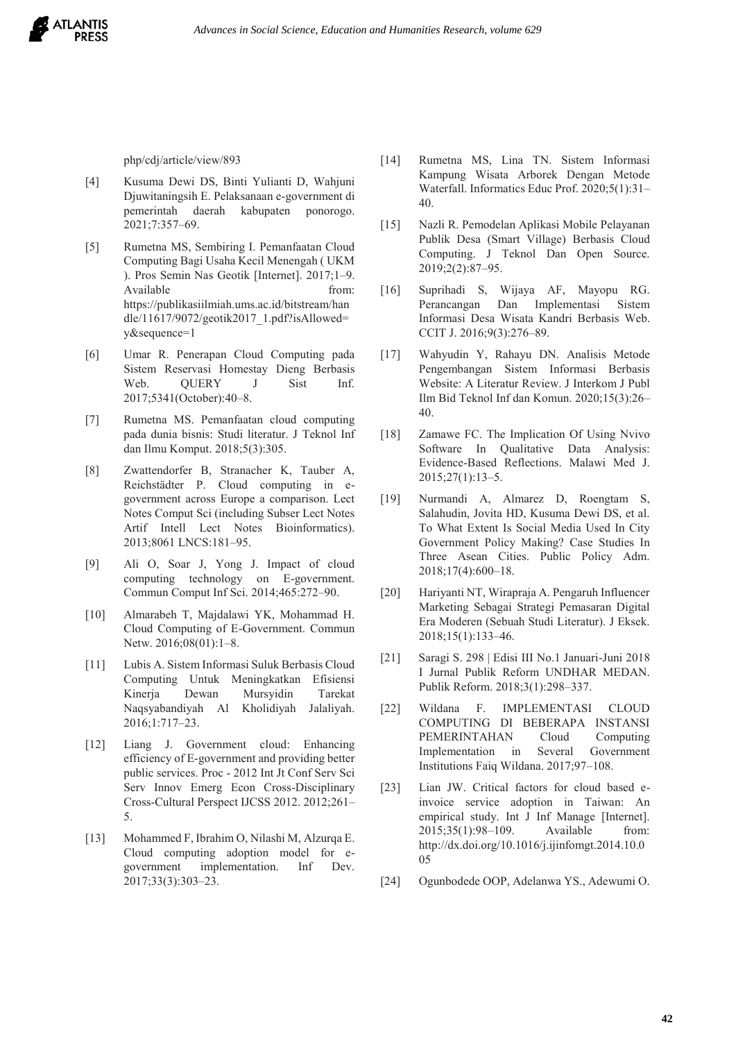php/cdj/article/view/893

[4] Kusuma Dewi DS, Binti Yulianti D, Wahjuni Djuwitaningsih E. Pelaksanaan e-government di pemerintah daerah kabupaten ponorogo. 2021;7:357–69.

[5] Rumetna MS, Sembiring I. Pemanfaatan Cloud Computing Bagi Usaha Kecil Menengah ( UKM ). Pros Semin Nas Geotik [Internet]. 2017;1–9. Available from: https://publikasiilmiah.ums.ac.id/bitstream/handle/11617/9072/geotik2017_1.pdf?isAllowed=y&sequence=1

[6] Umar R. Penerapan Cloud Computing pada Sistem Reservasi Homestay Dieng Berbasis Web. QUERY J Sist Inf. 2017;5341(October):40–8.

[7] Rumetna MS. Pemanfaatan cloud computing pada dunia bisnis: Studi literatur. J Teknol Inf dan Ilmu Komput. 2018;5(3):305.

[8] Zwattendorfer B, Stranacher K, Tauber A, Reichstädter P. Cloud computing in e-government across Europe a comparison. Lect Notes Comput Sci (including Subser Lect Notes Artif Intell Lect Notes Bioinformatics). 2013;8061 LNCS:181–95.

[9] Ali O, Soar J, Yong J. Impact of cloud computing technology on E-government. Commun Comput Inf Sci. 2014;465:272–90.

[10] Almarabeh T, Majdalawi YK, Mohammad H. Cloud Computing of E-Government. Commun Netw. 2016;08(01):1–8.

[11] Lubis A. Sistem Informasi Suluk Berbasis Cloud Computing Untuk Meningkatkan Efisiensi Kinerja Dewan Mursyidin Tarekat Naqsyabandiyah Al Kholidiyah Jalaliyah. 2016;1:717–23.

[12] Liang J. Government cloud: Enhancing efficiency of E-government and providing better public services. Proc - 2012 Int Jt Conf Serv Sci Serv Innov Emerg Econ Cross-Disciplinary Cross-Cultural Perspect IJCSS 2012. 2012;261–5.

[13] Mohammed F, Ibrahim O, Nilashi M, Alzurqa E. Cloud computing adoption model for e-government implementation. Inf Dev. 2017;33(3):303–23.

[14] Rumetna MS, Lina TN. Sistem Informasi Kampung Wisata Arborek Dengan Metode Waterfall. Informatics Educ Prof. 2020;5(1):31–40.

[15] Nazli R. Pemodelan Aplikasi Mobile Pelayanan Publik Desa (Smart Village) Berbasis Cloud Computing. J Teknol Dan Open Source. 2019;2(2):87–95.

[16] Suprihadi S, Wijaya AF, Mayopu RG. Perancangan Dan Implementasi Sistem Informasi Desa Wisata Kandri Berbasis Web. CCIT J. 2016;9(3):276–89.

[17] Wahyudin Y, Rahayu DN. Analisis Metode Pengembangan Sistem Informasi Berbasis Website: A Literatur Review. J Interkom J Publ Ilm Bid Teknol Inf dan Komun. 2020;15(3):26–40.

[18] Zamawe FC. The Implication Of Using Nvivo Software In Qualitative Data Analysis: Evidence-Based Reflections. Malawi Med J. 2015;27(1):13–5.

[19] Nurmandi A, Almarez D, Roengtam S, Salahudin, Jovita HD, Kusuma Dewi DS, et al. To What Extent Is Social Media Used In City Government Policy Making? Case Studies In Three Asean Cities. Public Policy Adm. 2018;17(4):600–18.

[20] Hariyanti NT, Wirapraja A. Pengaruh Influencer Marketing Sebagai Strategi Pemasaran Digital Era Moderen (Sebuah Studi Literatur). J Eksek. 2018;15(1):133–46.

[21] Saragi S. 298 | Edisi III No.1 Januari-Juni 2018 I Jurnal Publik Reform UNDHAR MEDAN. Publik Reform. 2018;3(1):298–337.

[22] Wildana F. IMPLEMENTASI CLOUD COMPUTING DI BEBERAPA INSTANSI PEMERINTAHAN Cloud Computing Implementation in Several Government Institutions Faiq Wildana. 2017;97–108.

[23] Lian JW. Critical factors for cloud based e-invoice service adoption in Taiwan: An empirical study. Int J Inf Manage [Internet]. 2015;35(1):98–109. Available from: http://dx.doi.org/10.1016/j.ijinfomgt.2014.10.005

[24] Ogunbodede OOP, Adelanwa YS., Adewumi O.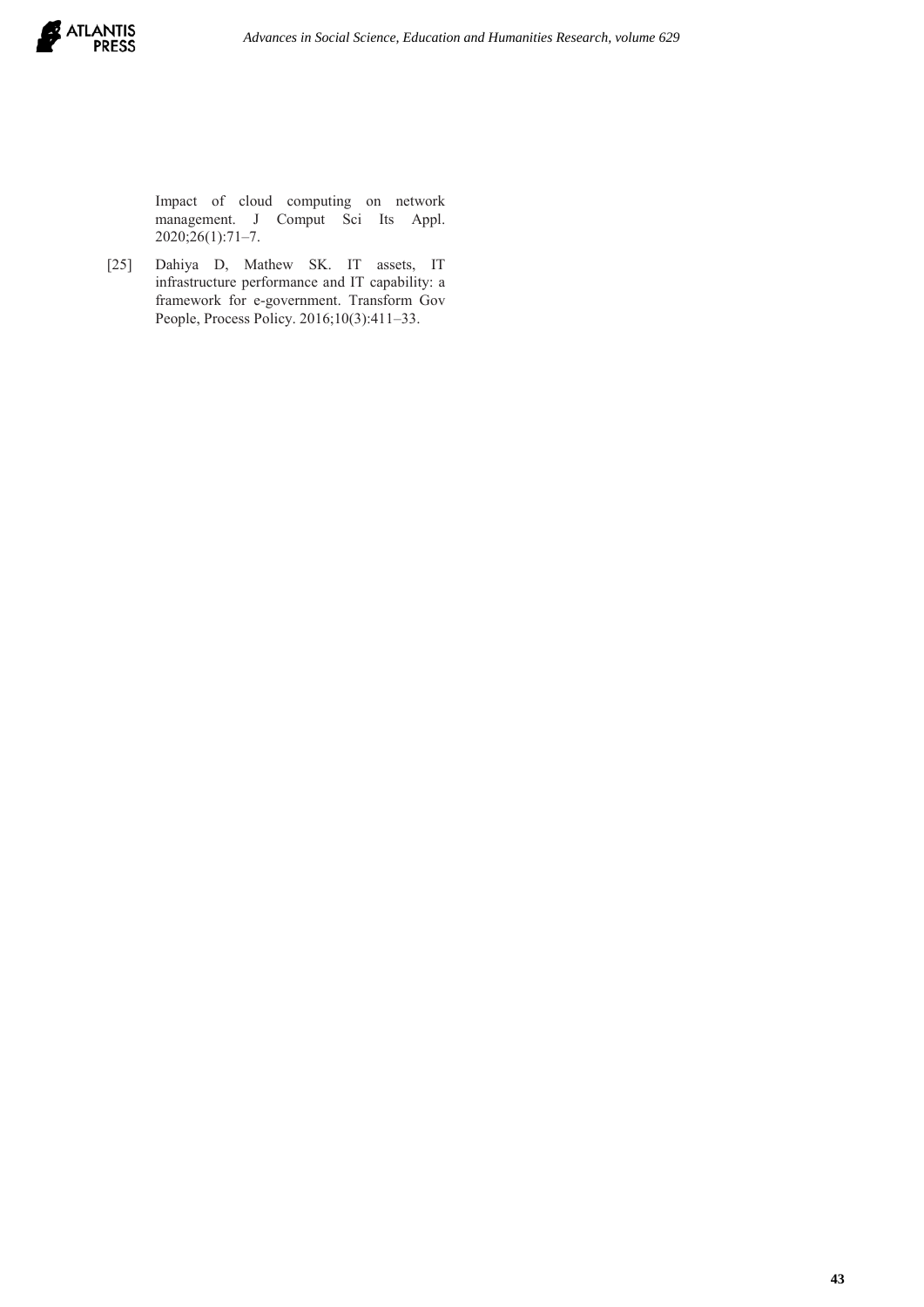Impact of cloud computing on network management. J Comput Sci Its Appl. 2020;26(1):71–7.

[25] Dahiya D, Mathew SK. IT assets, IT infrastructure performance and IT capability: a framework for e-government. Transform Gov People, Process Policy. 2016;10(3):411–33.